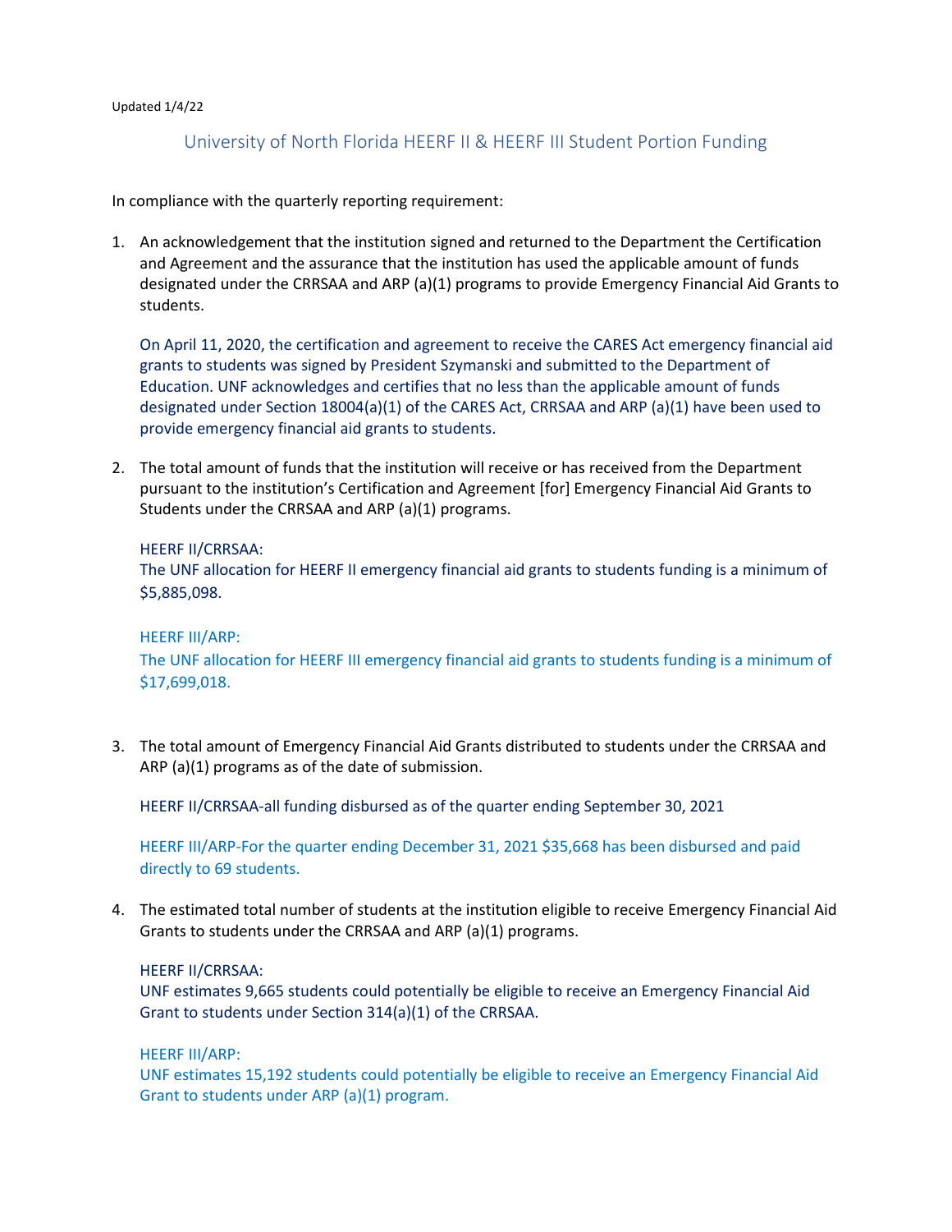Updated 1/4/22

# University of North Florida HEERF II & HEERF III Student Portion Funding

In compliance with the quarterly reporting requirement:

1. An acknowledgement that the institution signed and returned to the Department the Certification and Agreement and the assurance that the institution has used the applicable amount of funds designated under the CRRSAA and ARP (a)(1) programs to provide Emergency Financial Aid Grants to students.

   On April 11, 2020, the certification and agreement to receive the CARES Act emergency financial aid grants to students was signed by President Szymanski and submitted to the Department of Education. UNF acknowledges and certifies that no less than the applicable amount of funds designated under Section 18004(a)(1) of the CARES Act, CRRSAA and ARP (a)(1) have been used to provide emergency financial aid grants to students.

2. The total amount of funds that the institution will receive or has received from the Department pursuant to the institution's Certification and Agreement [for] Emergency Financial Aid Grants to Students under the CRRSAA and ARP (a)(1) programs.

   HEERF II/CRRSAA:
   The UNF allocation for HEERF II emergency financial aid grants to students funding is a minimum of $5,885,098.

   HEERF III/ARP:
   The UNF allocation for HEERF III emergency financial aid grants to students funding is a minimum of $17,699,018.

3. The total amount of Emergency Financial Aid Grants distributed to students under the CRRSAA and ARP (a)(1) programs as of the date of submission.

   HEERF II/CRRSAA-all funding disbursed as of the quarter ending September 30, 2021

   HEERF III/ARP-For the quarter ending December 31, 2021 $35,668 has been disbursed and paid directly to 69 students.

4. The estimated total number of students at the institution eligible to receive Emergency Financial Aid Grants to students under the CRRSAA and ARP (a)(1) programs.

   HEERF II/CRRSAA:
   UNF estimates 9,665 students could potentially be eligible to receive an Emergency Financial Aid Grant to students under Section 314(a)(1) of the CRRSAA.

   HEERF III/ARP:
   UNF estimates 15,192 students could potentially be eligible to receive an Emergency Financial Aid Grant to students under ARP (a)(1) program.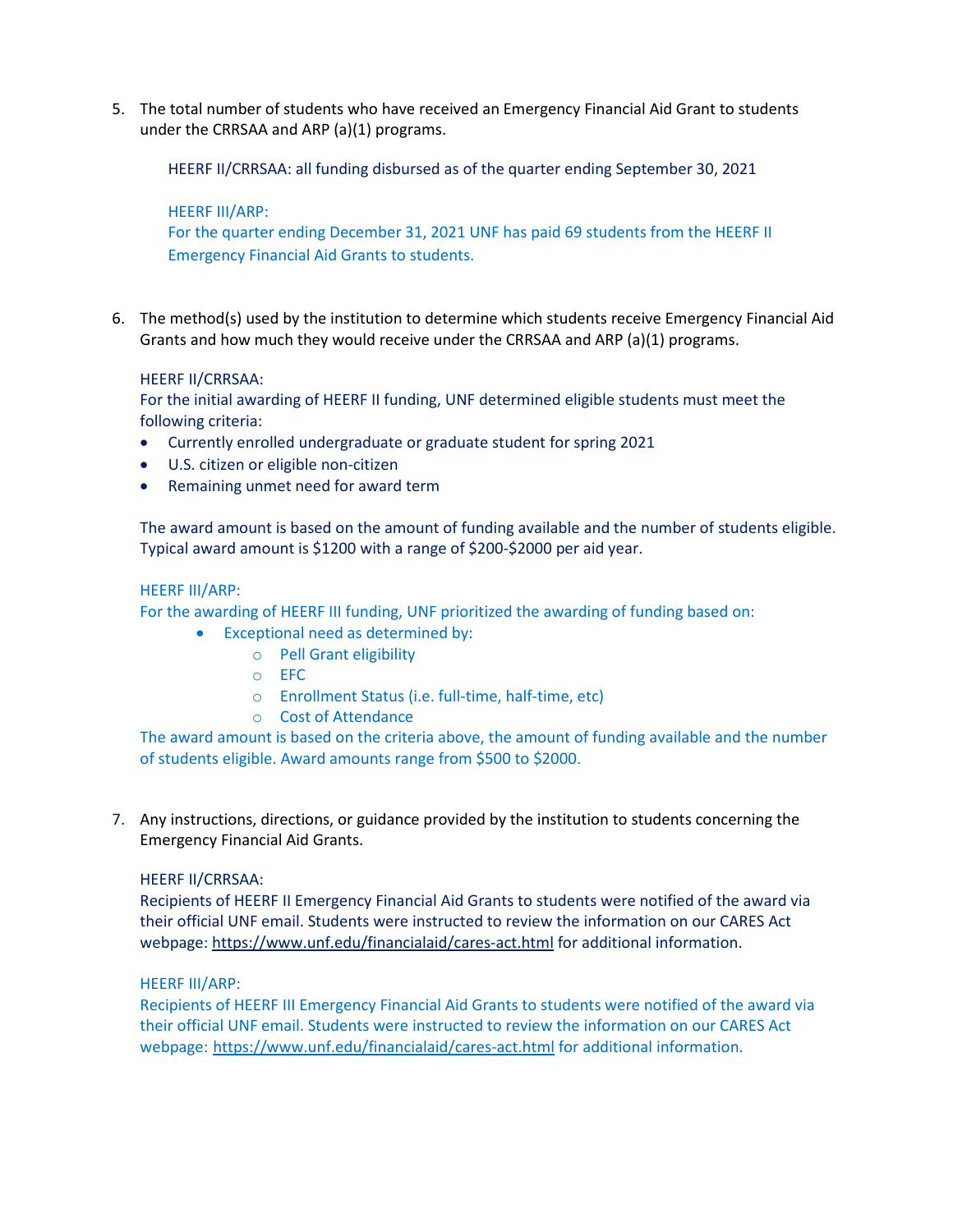5. The total number of students who have received an Emergency Financial Aid Grant to students under the CRRSAA and ARP (a)(1) programs.

   HEERF II/CRRSAA: all funding disbursed as of the quarter ending September 30, 2021

   HEERF III/ARP:
   For the quarter ending December 31, 2021 UNF has paid 69 students from the HEERF II Emergency Financial Aid Grants to students.

6. The method(s) used by the institution to determine which students receive Emergency Financial Aid Grants and how much they would receive under the CRRSAA and ARP (a)(1) programs.

   HEERF II/CRRSAA:
   For the initial awarding of HEERF II funding, UNF determined eligible students must meet the following criteria:

   - Currently enrolled undergraduate or graduate student for spring 2021
   - U.S. citizen or eligible non-citizen
   - Remaining unmet need for award term

   The award amount is based on the amount of funding available and the number of students eligible. Typical award amount is $1200 with a range of $200-$2000 per aid year.

   HEERF III/ARP:
   For the awarding of HEERF III funding, UNF prioritized the awarding of funding based on:

   - Exceptional need as determined by:
     - Pell Grant eligibility
     - EFC
     - Enrollment Status (i.e. full-time, half-time, etc)
     - Cost of Attendance

   The award amount is based on the criteria above, the amount of funding available and the number of students eligible. Award amounts range from $500 to $2000.

7. Any instructions, directions, or guidance provided by the institution to students concerning the Emergency Financial Aid Grants.

   HEERF II/CRRSAA:
   Recipients of HEERF II Emergency Financial Aid Grants to students were notified of the award via their official UNF email. Students were instructed to review the information on our CARES Act webpage: https://www.unf.edu/financialaid/cares-act.html for additional information.

   HEERF III/ARP:
   Recipients of HEERF III Emergency Financial Aid Grants to students were notified of the award via their official UNF email. Students were instructed to review the information on our CARES Act webpage: https://www.unf.edu/financialaid/cares-act.html for additional information.